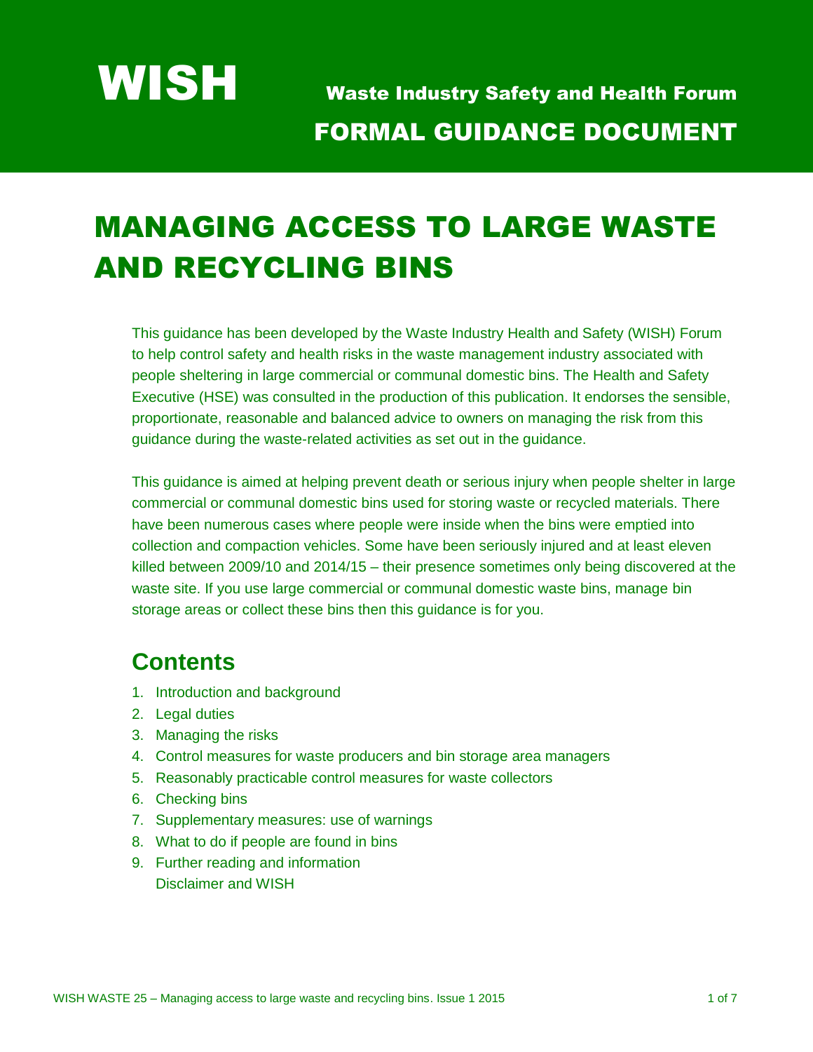# WISH

Waste Industry Safety and Health Forum

FORMAL GUIDANCE DOCUMENT

# MANAGING ACCESS TO LARGE WASTE AND RECYCLING BINS

This guidance has been developed by the Waste Industry Health and Safety (WISH) Forum to help control safety and health risks in the waste management industry associated with people sheltering in large commercial or communal domestic bins. The Health and Safety Executive (HSE) was consulted in the production of this publication. It endorses the sensible, proportionate, reasonable and balanced advice to owners on managing the risk from this guidance during the waste-related activities as set out in the guidance.

This guidance is aimed at helping prevent death or serious injury when people shelter in large commercial or communal domestic bins used for storing waste or recycled materials. There have been numerous cases where people were inside when the bins were emptied into collection and compaction vehicles. Some have been seriously injured and at least eleven killed between 2009/10 and 2014/15 – their presence sometimes only being discovered at the waste site. If you use large commercial or communal domestic waste bins, manage bin storage areas or collect these bins then this guidance is for you.

## Contents

1. Introduction and background
2. Legal duties
3. Managing the risks
4. Control measures for waste producers and bin storage area managers
5. Reasonably practicable control measures for waste collectors
6. Checking bins
7. Supplementary measures: use of warnings
8. What to do if people are found in bins
9. Further reading and information

   Disclaimer and WISH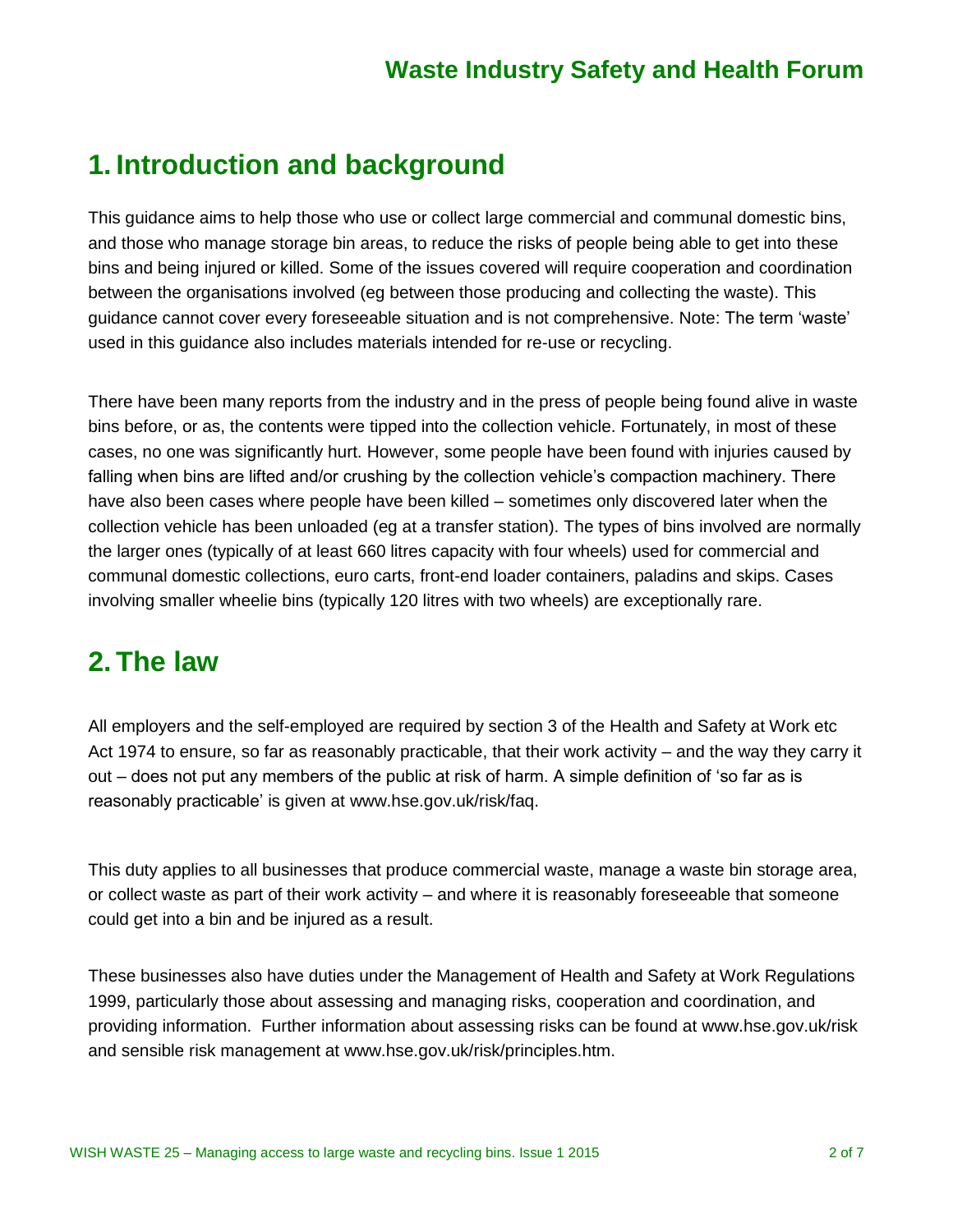## 1. Introduction and background

This guidance aims to help those who use or collect large commercial and communal domestic bins, and those who manage storage bin areas, to reduce the risks of people being able to get into these bins and being injured or killed. Some of the issues covered will require cooperation and coordination between the organisations involved (eg between those producing and collecting the waste). This guidance cannot cover every foreseeable situation and is not comprehensive. Note: The term 'waste' used in this guidance also includes materials intended for re-use or recycling.

There have been many reports from the industry and in the press of people being found alive in waste bins before, or as, the contents were tipped into the collection vehicle. Fortunately, in most of these cases, no one was significantly hurt. However, some people have been found with injuries caused by falling when bins are lifted and/or crushing by the collection vehicle's compaction machinery. There have also been cases where people have been killed – sometimes only discovered later when the collection vehicle has been unloaded (eg at a transfer station). The types of bins involved are normally the larger ones (typically of at least 660 litres capacity with four wheels) used for commercial and communal domestic collections, euro carts, front-end loader containers, paladins and skips. Cases involving smaller wheelie bins (typically 120 litres with two wheels) are exceptionally rare.

## 2. The law

All employers and the self-employed are required by section 3 of the Health and Safety at Work etc Act 1974 to ensure, so far as reasonably practicable, that their work activity – and the way they carry it out – does not put any members of the public at risk of harm. A simple definition of 'so far as is reasonably practicable' is given at www.hse.gov.uk/risk/faq.

This duty applies to all businesses that produce commercial waste, manage a waste bin storage area, or collect waste as part of their work activity – and where it is reasonably foreseeable that someone could get into a bin and be injured as a result.

These businesses also have duties under the Management of Health and Safety at Work Regulations 1999, particularly those about assessing and managing risks, cooperation and coordination, and providing information. Further information about assessing risks can be found at www.hse.gov.uk/risk and sensible risk management at www.hse.gov.uk/risk/principles.htm.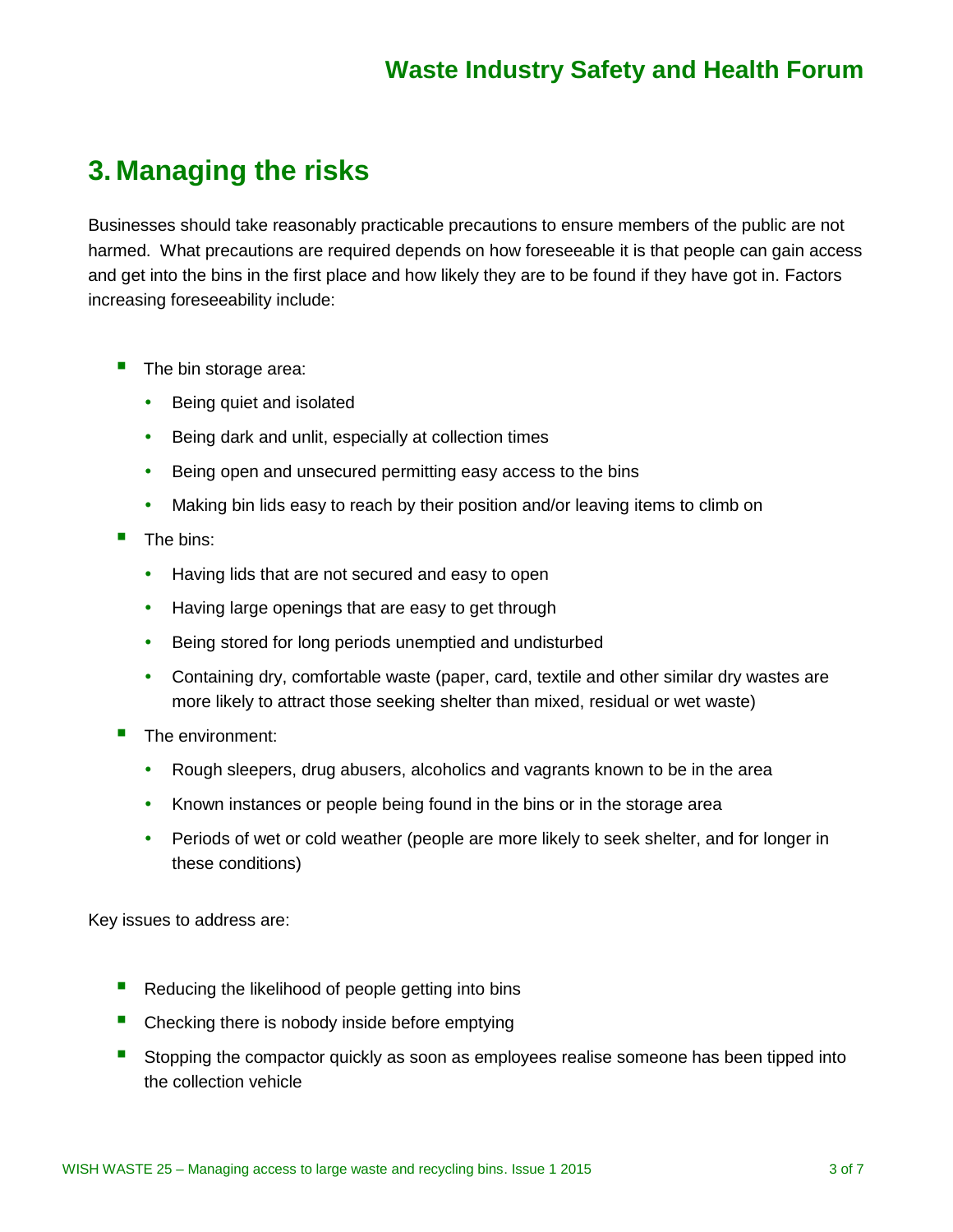## 3. Managing the risks

Businesses should take reasonably practicable precautions to ensure members of the public are not harmed. What precautions are required depends on how foreseeable it is that people can gain access and get into the bins in the first place and how likely they are to be found if they have got in. Factors increasing foreseeability include:

- The bin storage area:
  - Being quiet and isolated
  - Being dark and unlit, especially at collection times
  - Being open and unsecured permitting easy access to the bins
  - Making bin lids easy to reach by their position and/or leaving items to climb on
- The bins:
  - Having lids that are not secured and easy to open
  - Having large openings that are easy to get through
  - Being stored for long periods unemptied and undisturbed
  - Containing dry, comfortable waste (paper, card, textile and other similar dry wastes are more likely to attract those seeking shelter than mixed, residual or wet waste)
- The environment:
  - Rough sleepers, drug abusers, alcoholics and vagrants known to be in the area
  - Known instances or people being found in the bins or in the storage area
  - Periods of wet or cold weather (people are more likely to seek shelter, and for longer in these conditions)

Key issues to address are:

- Reducing the likelihood of people getting into bins
- Checking there is nobody inside before emptying
- Stopping the compactor quickly as soon as employees realise someone has been tipped into the collection vehicle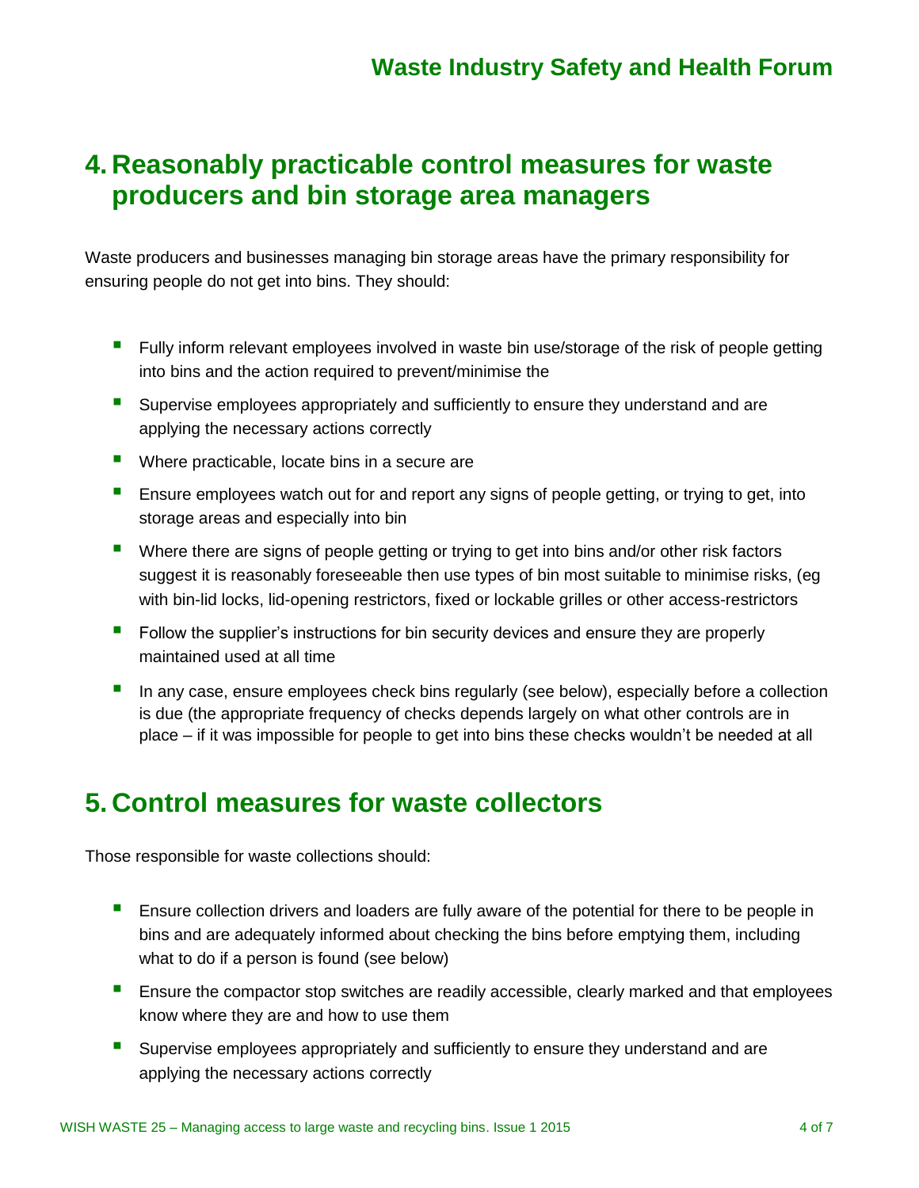## 4. Reasonably practicable control measures for waste producers and bin storage area managers

Waste producers and businesses managing bin storage areas have the primary responsibility for ensuring people do not get into bins. They should:

- Fully inform relevant employees involved in waste bin use/storage of the risk of people getting into bins and the action required to prevent/minimise the
- Supervise employees appropriately and sufficiently to ensure they understand and are applying the necessary actions correctly
- Where practicable, locate bins in a secure are
- Ensure employees watch out for and report any signs of people getting, or trying to get, into storage areas and especially into bin
- Where there are signs of people getting or trying to get into bins and/or other risk factors suggest it is reasonably foreseeable then use types of bin most suitable to minimise risks, (eg with bin-lid locks, lid-opening restrictors, fixed or lockable grilles or other access-restrictors
- Follow the supplier's instructions for bin security devices and ensure they are properly maintained used at all time
- In any case, ensure employees check bins regularly (see below), especially before a collection is due (the appropriate frequency of checks depends largely on what other controls are in place – if it was impossible for people to get into bins these checks wouldn't be needed at all

## 5. Control measures for waste collectors

Those responsible for waste collections should:

- Ensure collection drivers and loaders are fully aware of the potential for there to be people in bins and are adequately informed about checking the bins before emptying them, including what to do if a person is found (see below)
- Ensure the compactor stop switches are readily accessible, clearly marked and that employees know where they are and how to use them
- Supervise employees appropriately and sufficiently to ensure they understand and are applying the necessary actions correctly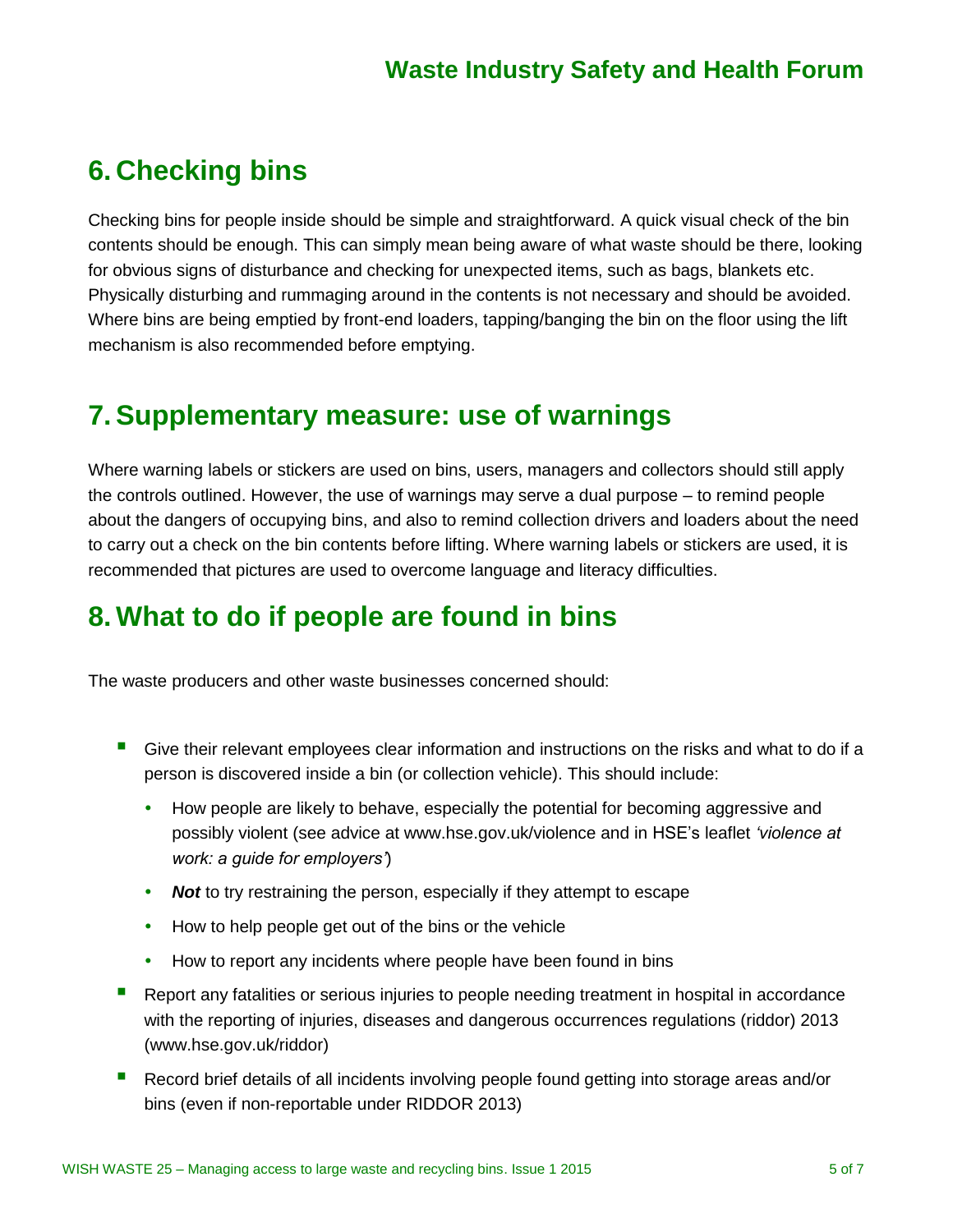## 6. Checking bins

Checking bins for people inside should be simple and straightforward. A quick visual check of the bin contents should be enough. This can simply mean being aware of what waste should be there, looking for obvious signs of disturbance and checking for unexpected items, such as bags, blankets etc. Physically disturbing and rummaging around in the contents is not necessary and should be avoided. Where bins are being emptied by front-end loaders, tapping/banging the bin on the floor using the lift mechanism is also recommended before emptying.

## 7. Supplementary measure: use of warnings

Where warning labels or stickers are used on bins, users, managers and collectors should still apply the controls outlined. However, the use of warnings may serve a dual purpose – to remind people about the dangers of occupying bins, and also to remind collection drivers and loaders about the need to carry out a check on the bin contents before lifting. Where warning labels or stickers are used, it is recommended that pictures are used to overcome language and literacy difficulties.

## 8. What to do if people are found in bins

The waste producers and other waste businesses concerned should:

- Give their relevant employees clear information and instructions on the risks and what to do if a person is discovered inside a bin (or collection vehicle). This should include:
  - How people are likely to behave, especially the potential for becoming aggressive and possibly violent (see advice at www.hse.gov.uk/violence and in HSE's leaflet *'violence at work: a guide for employers'*)
  - ***Not*** to try restraining the person, especially if they attempt to escape
  - How to help people get out of the bins or the vehicle
  - How to report any incidents where people have been found in bins
- Report any fatalities or serious injuries to people needing treatment in hospital in accordance with the reporting of injuries, diseases and dangerous occurrences regulations (riddor) 2013 (www.hse.gov.uk/riddor)
- Record brief details of all incidents involving people found getting into storage areas and/or bins (even if non-reportable under RIDDOR 2013)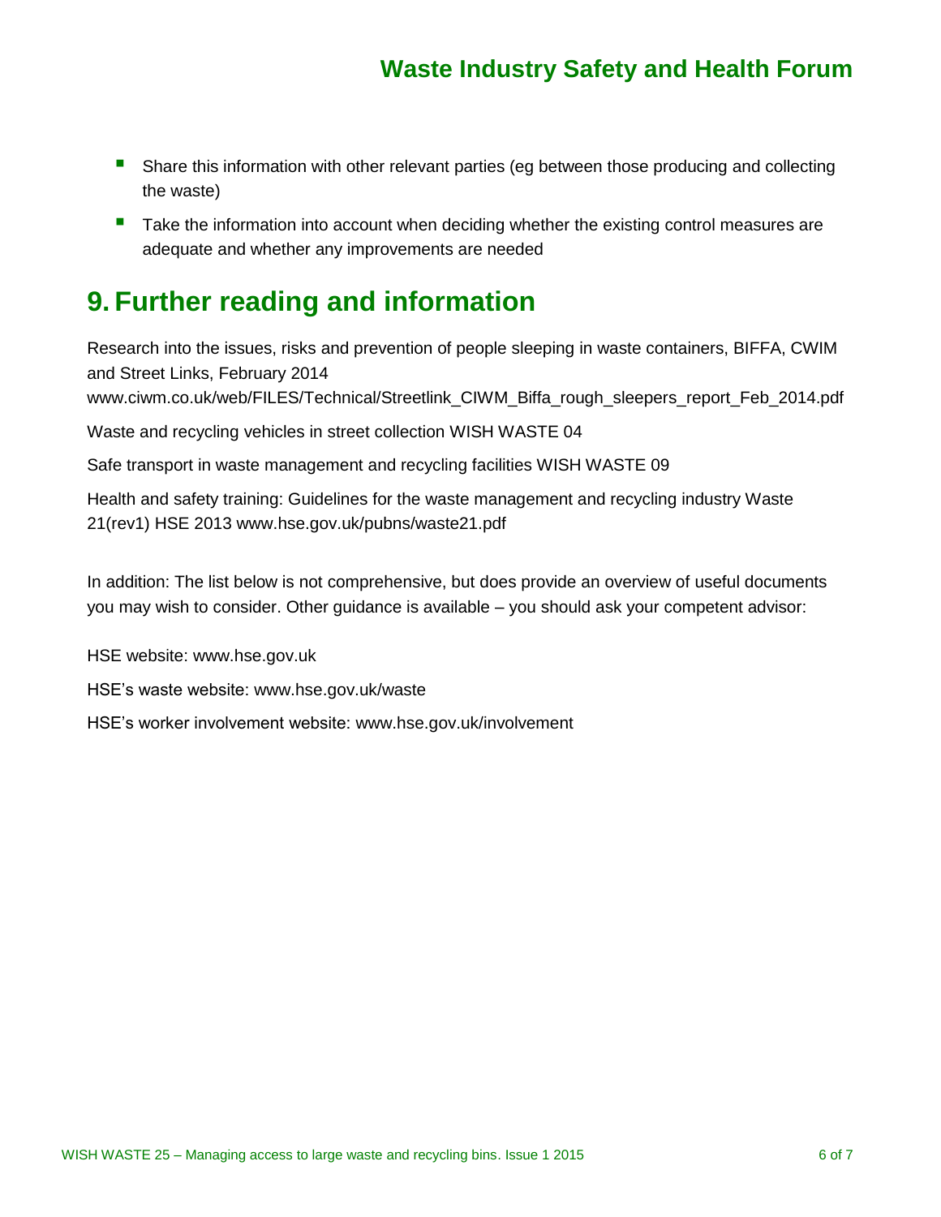- Share this information with other relevant parties (eg between those producing and collecting the waste)
- Take the information into account when deciding whether the existing control measures are adequate and whether any improvements are needed

## 9. Further reading and information

Research into the issues, risks and prevention of people sleeping in waste containers, BIFFA, CWIM and Street Links, February 2014 www.ciwm.co.uk/web/FILES/Technical/Streetlink_CIWM_Biffa_rough_sleepers_report_Feb_2014.pdf

Waste and recycling vehicles in street collection WISH WASTE 04

Safe transport in waste management and recycling facilities WISH WASTE 09

Health and safety training: Guidelines for the waste management and recycling industry Waste 21(rev1) HSE 2013 www.hse.gov.uk/pubns/waste21.pdf

In addition: The list below is not comprehensive, but does provide an overview of useful documents you may wish to consider. Other guidance is available – you should ask your competent advisor:

HSE website: www.hse.gov.uk

HSE's waste website: www.hse.gov.uk/waste

HSE's worker involvement website: www.hse.gov.uk/involvement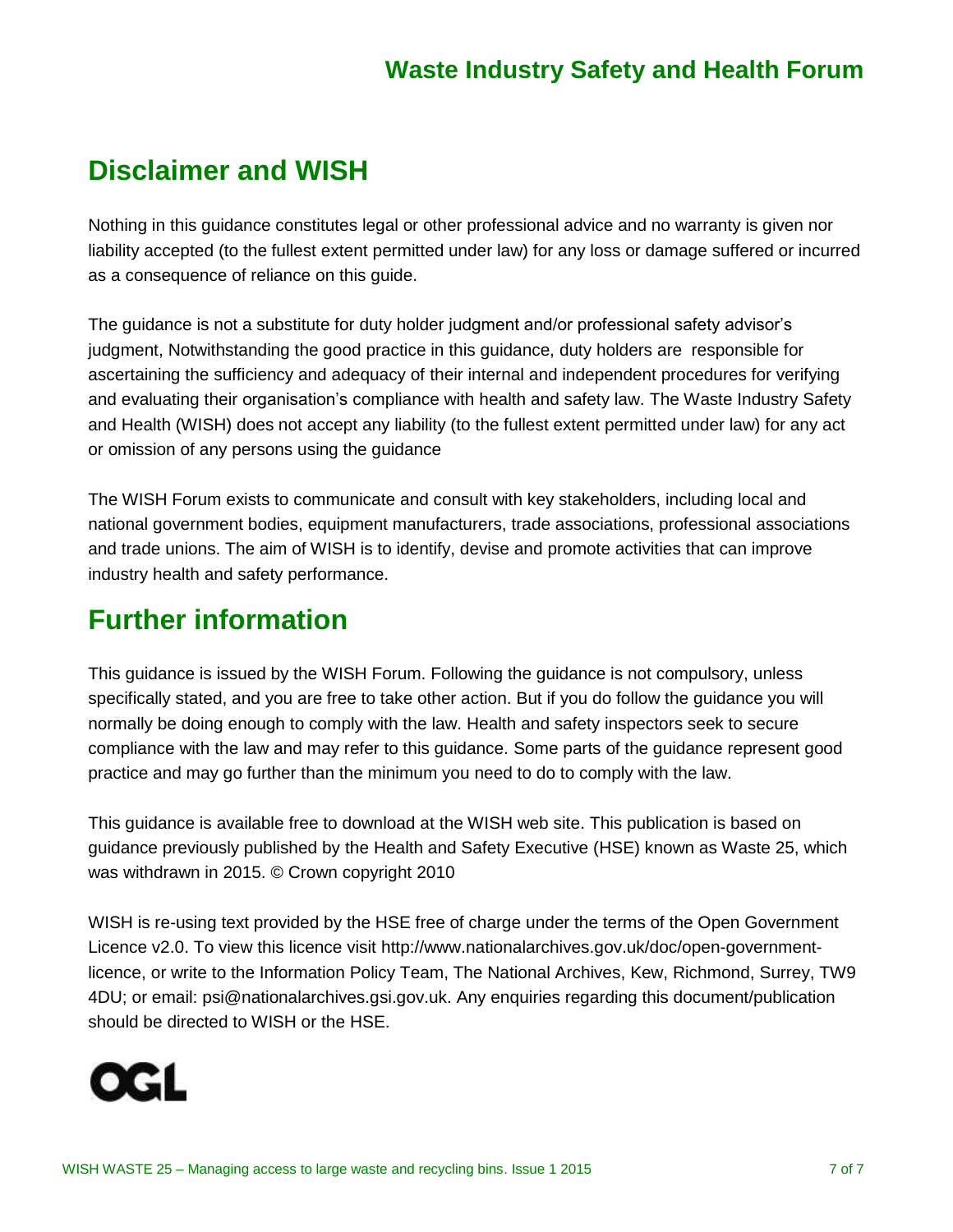## Disclaimer and WISH

Nothing in this guidance constitutes legal or other professional advice and no warranty is given nor liability accepted (to the fullest extent permitted under law) for any loss or damage suffered or incurred as a consequence of reliance on this guide.

The guidance is not a substitute for duty holder judgment and/or professional safety advisor's judgment, Notwithstanding the good practice in this guidance, duty holders are responsible for ascertaining the sufficiency and adequacy of their internal and independent procedures for verifying and evaluating their organisation's compliance with health and safety law. The Waste Industry Safety and Health (WISH) does not accept any liability (to the fullest extent permitted under law) for any act or omission of any persons using the guidance

The WISH Forum exists to communicate and consult with key stakeholders, including local and national government bodies, equipment manufacturers, trade associations, professional associations and trade unions. The aim of WISH is to identify, devise and promote activities that can improve industry health and safety performance.

## Further information

This guidance is issued by the WISH Forum. Following the guidance is not compulsory, unless specifically stated, and you are free to take other action. But if you do follow the guidance you will normally be doing enough to comply with the law. Health and safety inspectors seek to secure compliance with the law and may refer to this guidance. Some parts of the guidance represent good practice and may go further than the minimum you need to do to comply with the law.

This guidance is available free to download at the WISH web site. This publication is based on guidance previously published by the Health and Safety Executive (HSE) known as Waste 25, which was withdrawn in 2015. © Crown copyright 2010

WISH is re-using text provided by the HSE free of charge under the terms of the Open Government Licence v2.0. To view this licence visit http://www.nationalarchives.gov.uk/doc/open-government-licence, or write to the Information Policy Team, The National Archives, Kew, Richmond, Surrey, TW9 4DU; or email: psi@nationalarchives.gsi.gov.uk. Any enquiries regarding this document/publication should be directed to WISH or the HSE.

OGL